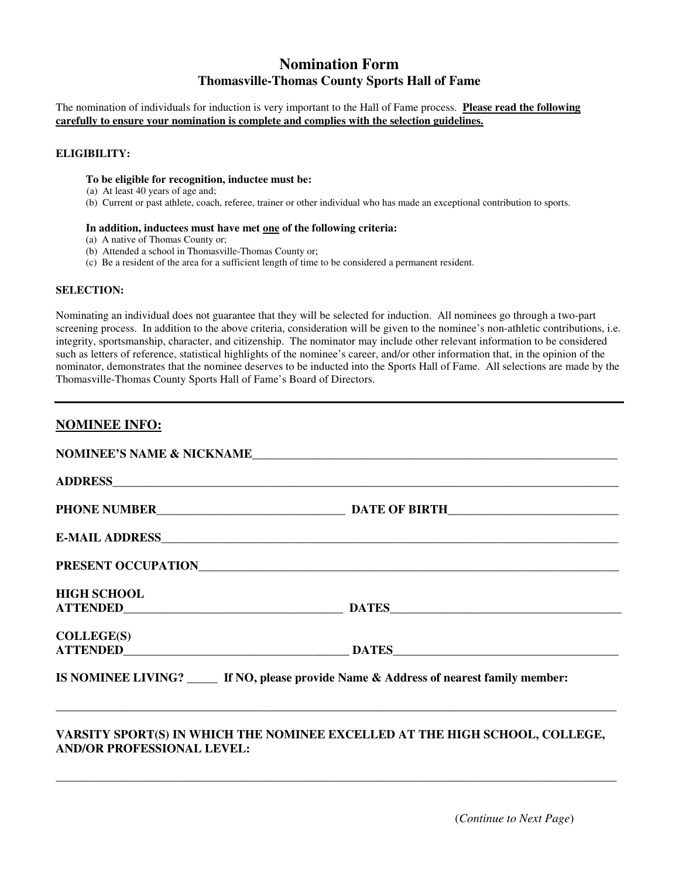# Nomination Form

## Thomasville-Thomas County Sports Hall of Fame

The nomination of individuals for induction is very important to the Hall of Fame process. **Please read the following carefully to ensure your nomination is complete and complies with the selection guidelines.**

**ELIGIBILITY:**

**To be eligible for recognition, inductee must be:**

(a) At least 40 years of age and;
(b) Current or past athlete, coach, referee, trainer or other individual who has made an exceptional contribution to sports.

**In addition, inductees must have met one of the following criteria:**

(a) A native of Thomas County or;
(b) Attended a school in Thomasville-Thomas County or;
(c) Be a resident of the area for a sufficient length of time to be considered a permanent resident.

**SELECTION:**

Nominating an individual does not guarantee that they will be selected for induction. All nominees go through a two-part screening process. In addition to the above criteria, consideration will be given to the nominee's non-athletic contributions, i.e. integrity, sportsmanship, character, and citizenship. The nominator may include other relevant information to be considered such as letters of reference, statistical highlights of the nominee's career, and/or other information that, in the opinion of the nominator, demonstrates that the nominee deserves to be inducted into the Sports Hall of Fame. All selections are made by the Thomasville-Thomas County Sports Hall of Fame's Board of Directors.

---

**NOMINEE INFO:**

**NOMINEE'S NAME & NICKNAME**______________________________________________

**ADDRESS**____________________________________________________________

**PHONE NUMBER**__________________________ **DATE OF BIRTH**____________________

**E-MAIL ADDRESS**______________________________________________________

**PRESENT OCCUPATION**__________________________________________________

**HIGH SCHOOL ATTENDED**_________________________ **DATES**__________________________

**COLLEGE(S) ATTENDED**_________________________ **DATES**__________________________

**IS NOMINEE LIVING?** _____ **If NO, please provide Name & Address of nearest family member:**

______________________________________________________________________

**VARSITY SPORT(S) IN WHICH THE NOMINEE EXCELLED AT THE HIGH SCHOOL, COLLEGE, AND/OR PROFESSIONAL LEVEL:**

______________________________________________________________________

(*Continue to Next Page*)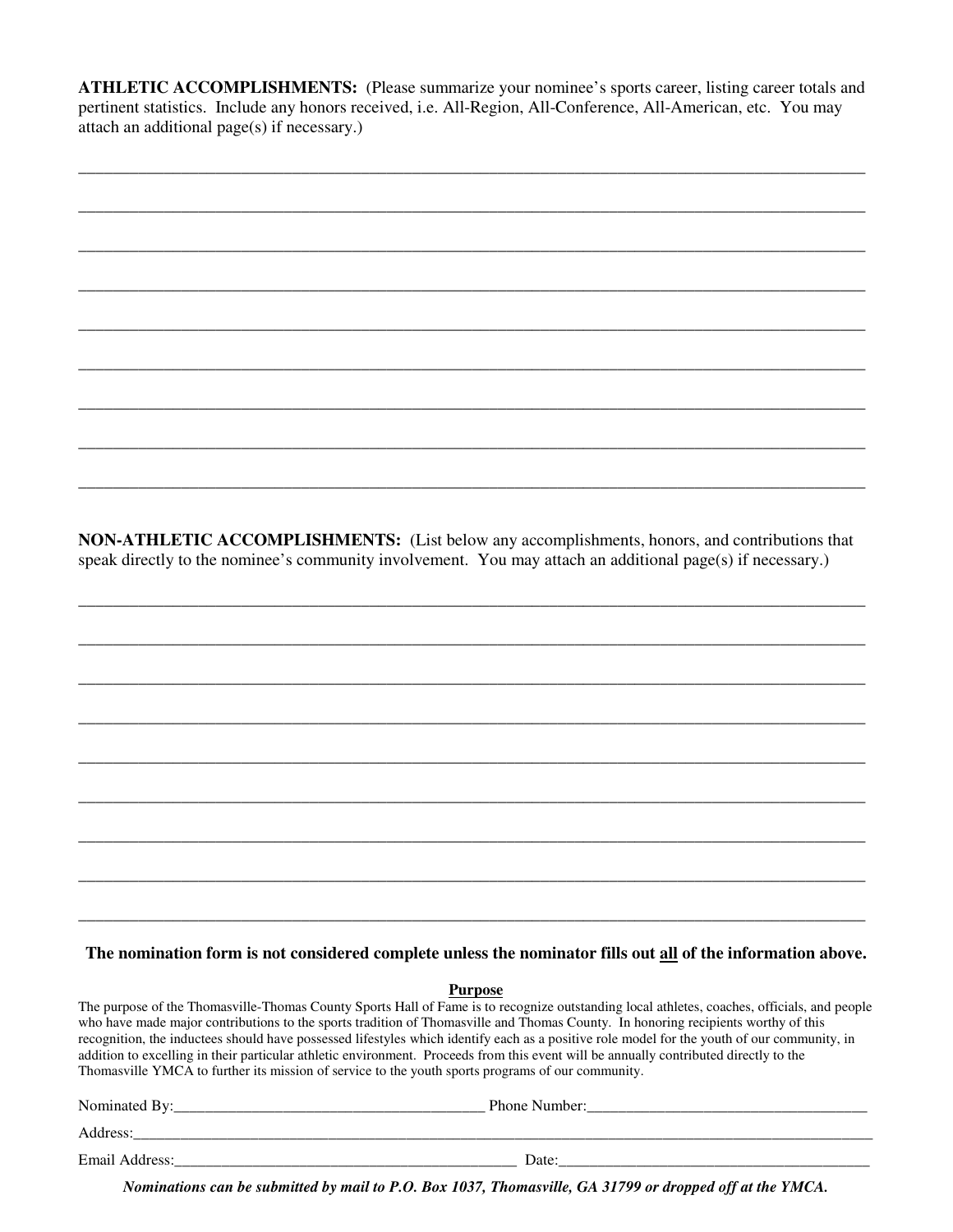**ATHLETIC ACCOMPLISHMENTS:** (Please summarize your nominee's sports career, listing career totals and pertinent statistics. Include any honors received, i.e. All-Region, All-Conference, All-American, etc. You may attach an additional page(s) if necessary.)

___________________________________________________________________________________________

___________________________________________________________________________________________

___________________________________________________________________________________________

___________________________________________________________________________________________

___________________________________________________________________________________________

___________________________________________________________________________________________

___________________________________________________________________________________________

___________________________________________________________________________________________

___________________________________________________________________________________________

**NON-ATHLETIC ACCOMPLISHMENTS:** (List below any accomplishments, honors, and contributions that speak directly to the nominee's community involvement. You may attach an additional page(s) if necessary.)

___________________________________________________________________________________________

___________________________________________________________________________________________

___________________________________________________________________________________________

___________________________________________________________________________________________

___________________________________________________________________________________________

___________________________________________________________________________________________

___________________________________________________________________________________________

___________________________________________________________________________________________

___________________________________________________________________________________________

**The nomination form is not considered complete unless the nominator fills out <u>all</u> of the information above.**

**<u>Purpose</u>**

The purpose of the Thomasville-Thomas County Sports Hall of Fame is to recognize outstanding local athletes, coaches, officials, and people who have made major contributions to the sports tradition of Thomasville and Thomas County. In honoring recipients worthy of this recognition, the inductees should have possessed lifestyles which identify each as a positive role model for the youth of our community, in addition to excelling in their particular athletic environment. Proceeds from this event will be annually contributed directly to the Thomasville YMCA to further its mission of service to the youth sports programs of our community.

Nominated By:________________________________________ Phone Number:____________________________________

Address:___________________________________________________________________________________________

Email Address:______________________________________________ Date:_________________________________________

***Nominations can be submitted by mail to P.O. Box 1037, Thomasville, GA 31799 or dropped off at the YMCA.***